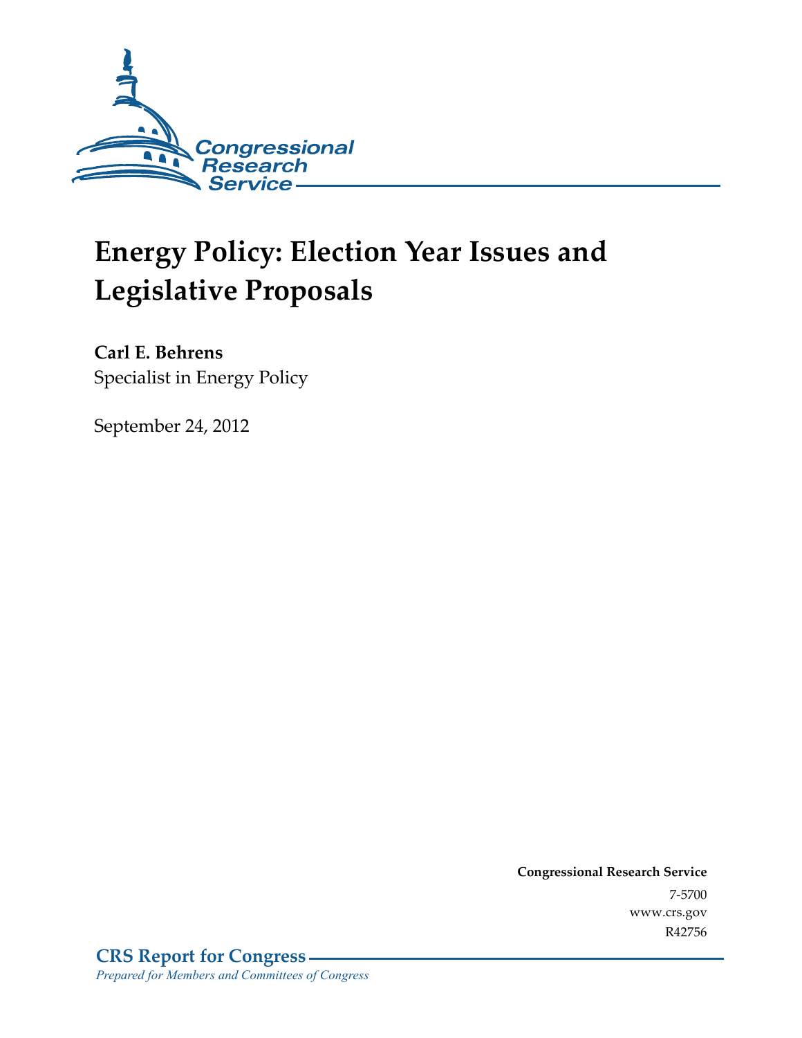Congressional Research Service

# Energy Policy: Election Year Issues and Legislative Proposals

**Carl E. Behrens**
Specialist in Energy Policy

September 24, 2012

**Congressional Research Service**
7-5700
www.crs.gov
R42756

**CRS Report for Congress**
*Prepared for Members and Committees of Congress*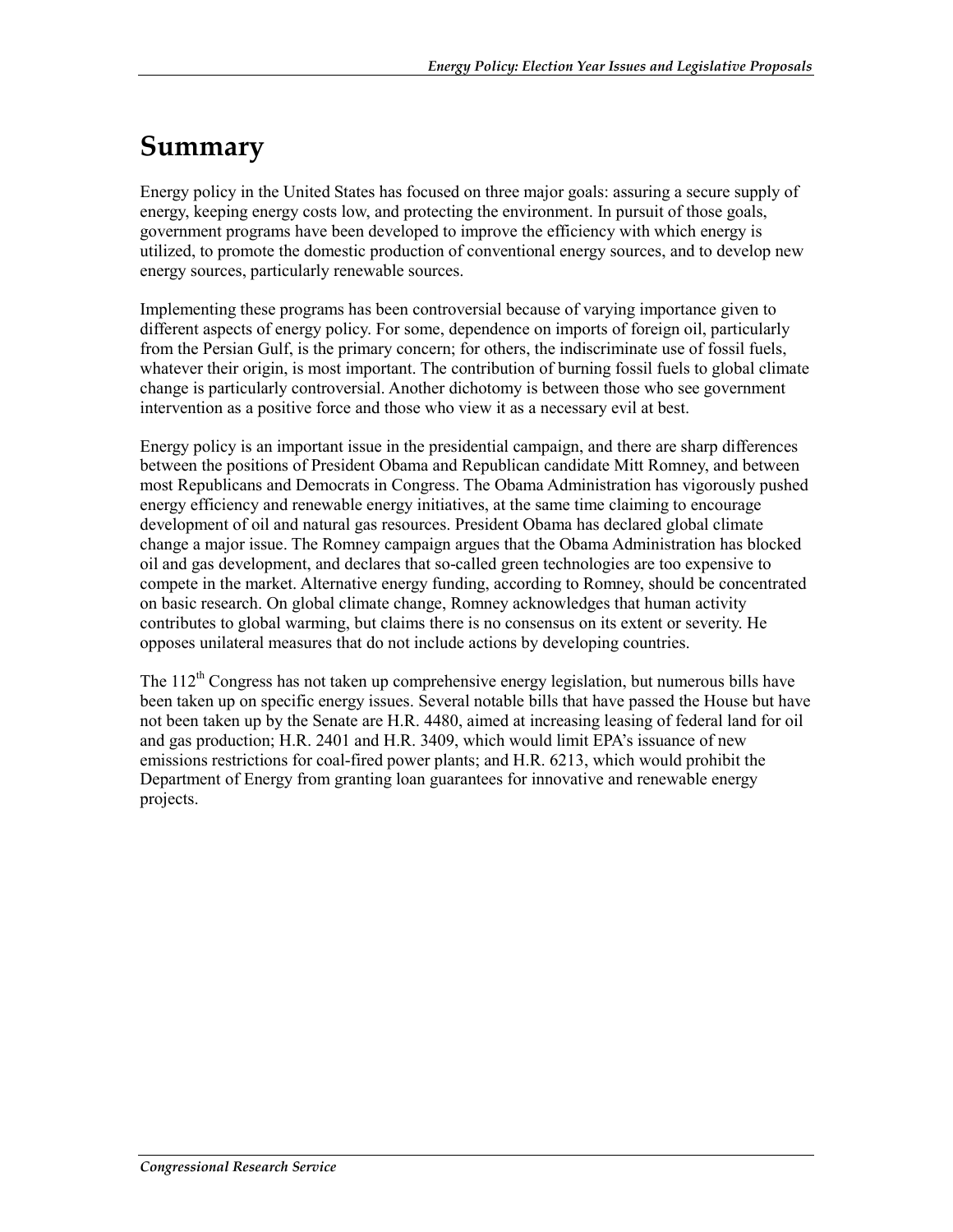# Summary

Energy policy in the United States has focused on three major goals: assuring a secure supply of energy, keeping energy costs low, and protecting the environment. In pursuit of those goals, government programs have been developed to improve the efficiency with which energy is utilized, to promote the domestic production of conventional energy sources, and to develop new energy sources, particularly renewable sources.

Implementing these programs has been controversial because of varying importance given to different aspects of energy policy. For some, dependence on imports of foreign oil, particularly from the Persian Gulf, is the primary concern; for others, the indiscriminate use of fossil fuels, whatever their origin, is most important. The contribution of burning fossil fuels to global climate change is particularly controversial. Another dichotomy is between those who see government intervention as a positive force and those who view it as a necessary evil at best.

Energy policy is an important issue in the presidential campaign, and there are sharp differences between the positions of President Obama and Republican candidate Mitt Romney, and between most Republicans and Democrats in Congress. The Obama Administration has vigorously pushed energy efficiency and renewable energy initiatives, at the same time claiming to encourage development of oil and natural gas resources. President Obama has declared global climate change a major issue. The Romney campaign argues that the Obama Administration has blocked oil and gas development, and declares that so-called green technologies are too expensive to compete in the market. Alternative energy funding, according to Romney, should be concentrated on basic research. On global climate change, Romney acknowledges that human activity contributes to global warming, but claims there is no consensus on its extent or severity. He opposes unilateral measures that do not include actions by developing countries.

The 112th Congress has not taken up comprehensive energy legislation, but numerous bills have been taken up on specific energy issues. Several notable bills that have passed the House but have not been taken up by the Senate are H.R. 4480, aimed at increasing leasing of federal land for oil and gas production; H.R. 2401 and H.R. 3409, which would limit EPA's issuance of new emissions restrictions for coal-fired power plants; and H.R. 6213, which would prohibit the Department of Energy from granting loan guarantees for innovative and renewable energy projects.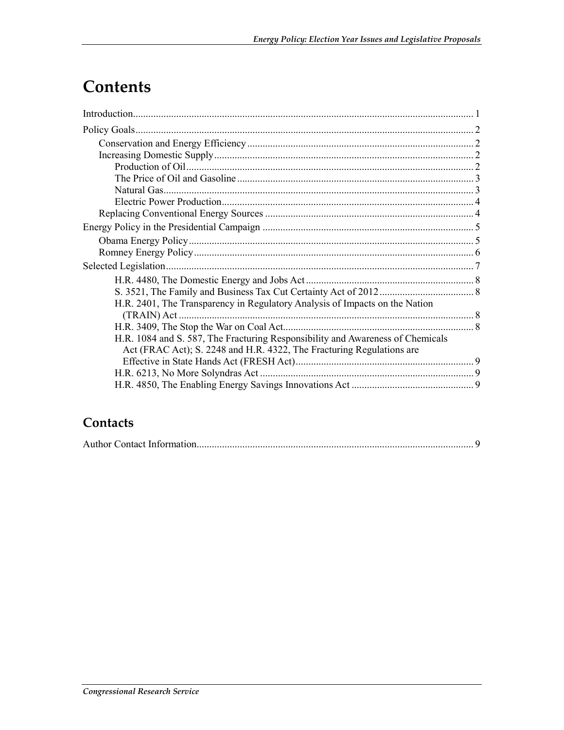# Contents

Introduction..................................................................................................................................... 1

Policy Goals.................................................................................................................................... 2

Conservation and Energy Efficiency........................................................................................ 2

Increasing Domestic Supply..................................................................................................... 2

Production of Oil................................................................................................................ 2

The Price of Oil and Gasoline............................................................................................ 3

Natural Gas......................................................................................................................... 3

Electric Power Production.................................................................................................. 4

Replacing Conventional Energy Sources ................................................................................. 4

Energy Policy in the Presidential Campaign .................................................................................. 5

Obama Energy Policy............................................................................................................... 5

Romney Energy Policy............................................................................................................. 6

Selected Legislation........................................................................................................................ 7

H.R. 4480, The Domestic Energy and Jobs Act................................................................. 8

S. 3521, The Family and Business Tax Cut Certainty Act of 2012..................................... 8

H.R. 2401, The Transparency in Regulatory Analysis of Impacts on the Nation (TRAIN) Act ................................................................................................................... 8

H.R. 3409, The Stop the War on Coal Act.......................................................................... 8

H.R. 1084 and S. 587, The Fracturing Responsibility and Awareness of Chemicals Act (FRAC Act); S. 2248 and H.R. 4322, The Fracturing Regulations are Effective in State Hands Act (FRESH Act)..................................................................... 9

H.R. 6213, No More Solyndras Act ................................................................................... 9

H.R. 4850, The Enabling Energy Savings Innovations Act ............................................... 9

## Contacts

Author Contact Information............................................................................................................ 9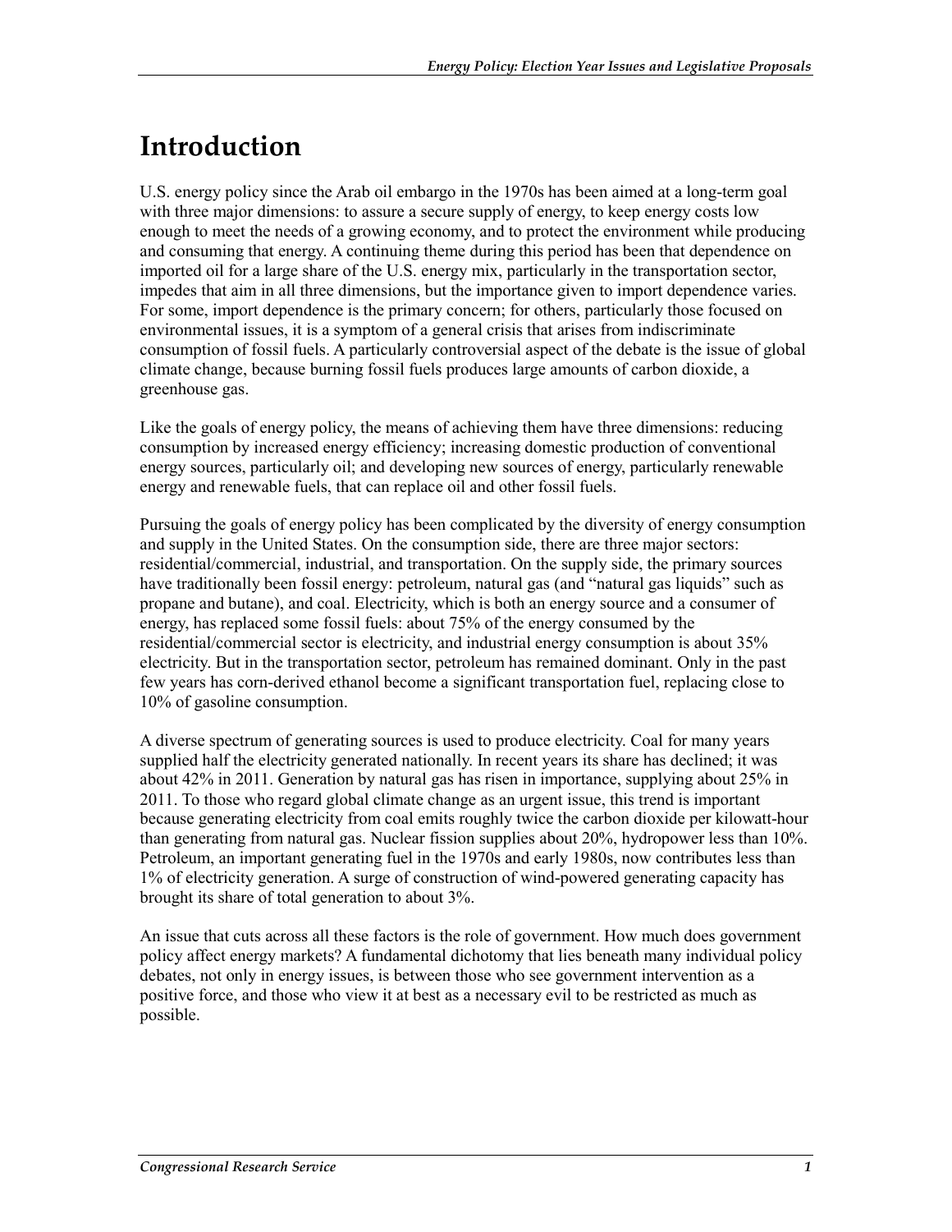# Introduction

U.S. energy policy since the Arab oil embargo in the 1970s has been aimed at a long-term goal with three major dimensions: to assure a secure supply of energy, to keep energy costs low enough to meet the needs of a growing economy, and to protect the environment while producing and consuming that energy. A continuing theme during this period has been that dependence on imported oil for a large share of the U.S. energy mix, particularly in the transportation sector, impedes that aim in all three dimensions, but the importance given to import dependence varies. For some, import dependence is the primary concern; for others, particularly those focused on environmental issues, it is a symptom of a general crisis that arises from indiscriminate consumption of fossil fuels. A particularly controversial aspect of the debate is the issue of global climate change, because burning fossil fuels produces large amounts of carbon dioxide, a greenhouse gas.

Like the goals of energy policy, the means of achieving them have three dimensions: reducing consumption by increased energy efficiency; increasing domestic production of conventional energy sources, particularly oil; and developing new sources of energy, particularly renewable energy and renewable fuels, that can replace oil and other fossil fuels.

Pursuing the goals of energy policy has been complicated by the diversity of energy consumption and supply in the United States. On the consumption side, there are three major sectors: residential/commercial, industrial, and transportation. On the supply side, the primary sources have traditionally been fossil energy: petroleum, natural gas (and "natural gas liquids" such as propane and butane), and coal. Electricity, which is both an energy source and a consumer of energy, has replaced some fossil fuels: about 75% of the energy consumed by the residential/commercial sector is electricity, and industrial energy consumption is about 35% electricity. But in the transportation sector, petroleum has remained dominant. Only in the past few years has corn-derived ethanol become a significant transportation fuel, replacing close to 10% of gasoline consumption.

A diverse spectrum of generating sources is used to produce electricity. Coal for many years supplied half the electricity generated nationally. In recent years its share has declined; it was about 42% in 2011. Generation by natural gas has risen in importance, supplying about 25% in 2011. To those who regard global climate change as an urgent issue, this trend is important because generating electricity from coal emits roughly twice the carbon dioxide per kilowatt-hour than generating from natural gas. Nuclear fission supplies about 20%, hydropower less than 10%. Petroleum, an important generating fuel in the 1970s and early 1980s, now contributes less than 1% of electricity generation. A surge of construction of wind-powered generating capacity has brought its share of total generation to about 3%.

An issue that cuts across all these factors is the role of government. How much does government policy affect energy markets? A fundamental dichotomy that lies beneath many individual policy debates, not only in energy issues, is between those who see government intervention as a positive force, and those who view it at best as a necessary evil to be restricted as much as possible.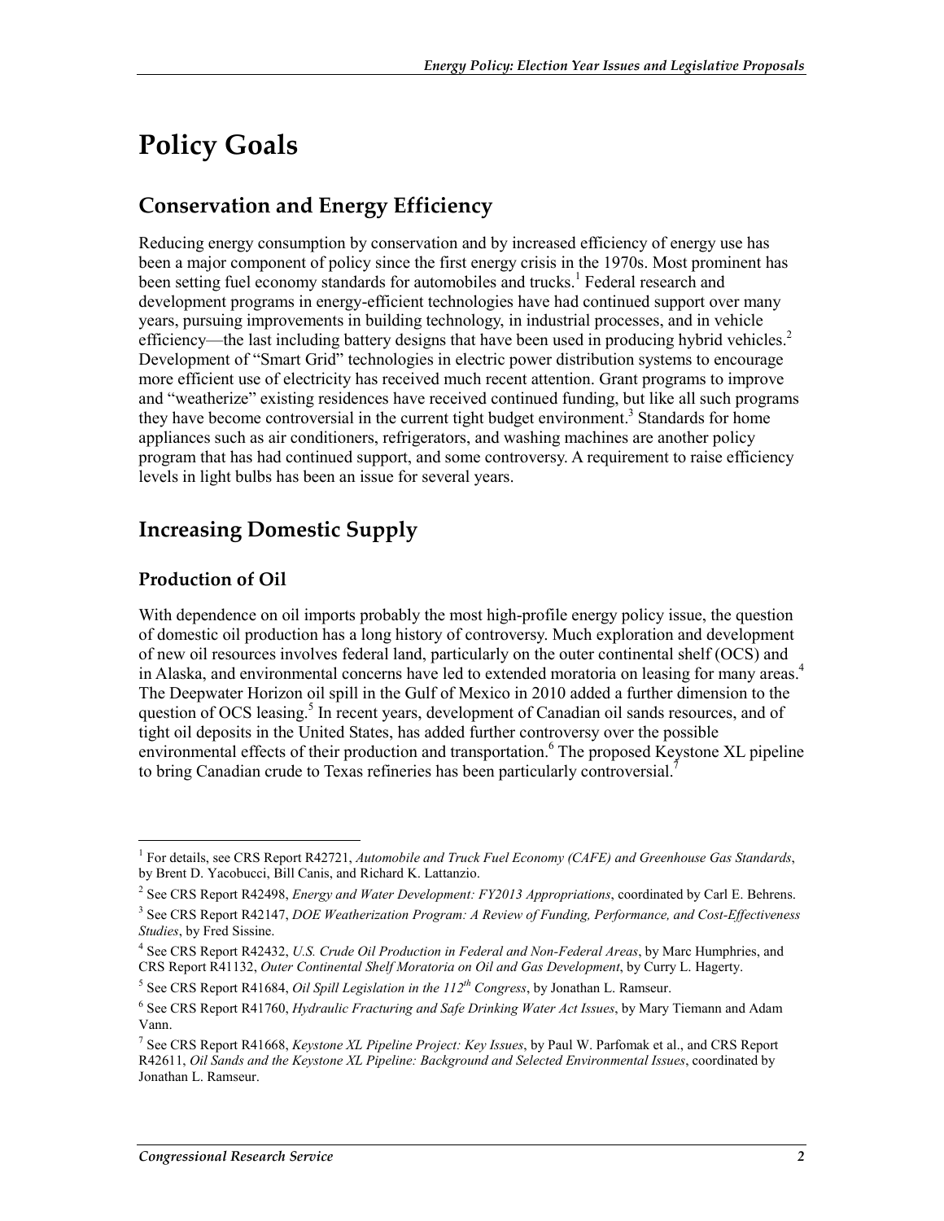# Policy Goals

## Conservation and Energy Efficiency

Reducing energy consumption by conservation and by increased efficiency of energy use has been a major component of policy since the first energy crisis in the 1970s. Most prominent has been setting fuel economy standards for automobiles and trucks.[1] Federal research and development programs in energy-efficient technologies have had continued support over many years, pursuing improvements in building technology, in industrial processes, and in vehicle efficiency—the last including battery designs that have been used in producing hybrid vehicles.[2] Development of "Smart Grid" technologies in electric power distribution systems to encourage more efficient use of electricity has received much recent attention. Grant programs to improve and "weatherize" existing residences have received continued funding, but like all such programs they have become controversial in the current tight budget environment.[3] Standards for home appliances such as air conditioners, refrigerators, and washing machines are another policy program that has had continued support, and some controversy. A requirement to raise efficiency levels in light bulbs has been an issue for several years.

## Increasing Domestic Supply

### Production of Oil

With dependence on oil imports probably the most high-profile energy policy issue, the question of domestic oil production has a long history of controversy. Much exploration and development of new oil resources involves federal land, particularly on the outer continental shelf (OCS) and in Alaska, and environmental concerns have led to extended moratoria on leasing for many areas.[4] The Deepwater Horizon oil spill in the Gulf of Mexico in 2010 added a further dimension to the question of OCS leasing.[5] In recent years, development of Canadian oil sands resources, and of tight oil deposits in the United States, has added further controversy over the possible environmental effects of their production and transportation.[6] The proposed Keystone XL pipeline to bring Canadian crude to Texas refineries has been particularly controversial.[7]

---

[1] For details, see CRS Report R42721, *Automobile and Truck Fuel Economy (CAFE) and Greenhouse Gas Standards*, by Brent D. Yacobucci, Bill Canis, and Richard K. Lattanzio.

[2] See CRS Report R42498, *Energy and Water Development: FY2013 Appropriations*, coordinated by Carl E. Behrens.

[3] See CRS Report R42147, *DOE Weatherization Program: A Review of Funding, Performance, and Cost-Effectiveness Studies*, by Fred Sissine.

[4] See CRS Report R42432, *U.S. Crude Oil Production in Federal and Non-Federal Areas*, by Marc Humphries, and CRS Report R41132, *Outer Continental Shelf Moratoria on Oil and Gas Development*, by Curry L. Hagerty.

[5] See CRS Report R41684, *Oil Spill Legislation in the 112th Congress*, by Jonathan L. Ramseur.

[6] See CRS Report R41760, *Hydraulic Fracturing and Safe Drinking Water Act Issues*, by Mary Tiemann and Adam Vann.

[7] See CRS Report R41668, *Keystone XL Pipeline Project: Key Issues*, by Paul W. Parfomak et al., and CRS Report R42611, *Oil Sands and the Keystone XL Pipeline: Background and Selected Environmental Issues*, coordinated by Jonathan L. Ramseur.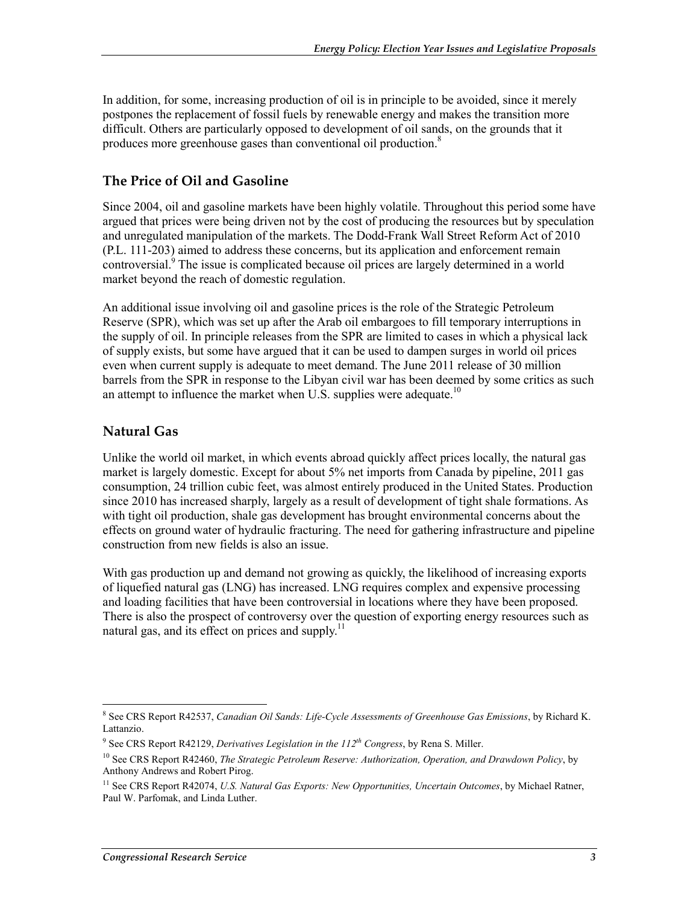In addition, for some, increasing production of oil is in principle to be avoided, since it merely postpones the replacement of fossil fuels by renewable energy and makes the transition more difficult. Others are particularly opposed to development of oil sands, on the grounds that it produces more greenhouse gases than conventional oil production.[8]

## The Price of Oil and Gasoline

Since 2004, oil and gasoline markets have been highly volatile. Throughout this period some have argued that prices were being driven not by the cost of producing the resources but by speculation and unregulated manipulation of the markets. The Dodd-Frank Wall Street Reform Act of 2010 (P.L. 111-203) aimed to address these concerns, but its application and enforcement remain controversial.[9] The issue is complicated because oil prices are largely determined in a world market beyond the reach of domestic regulation.

An additional issue involving oil and gasoline prices is the role of the Strategic Petroleum Reserve (SPR), which was set up after the Arab oil embargoes to fill temporary interruptions in the supply of oil. In principle releases from the SPR are limited to cases in which a physical lack of supply exists, but some have argued that it can be used to dampen surges in world oil prices even when current supply is adequate to meet demand. The June 2011 release of 30 million barrels from the SPR in response to the Libyan civil war has been deemed by some critics as such an attempt to influence the market when U.S. supplies were adequate.[10]

## Natural Gas

Unlike the world oil market, in which events abroad quickly affect prices locally, the natural gas market is largely domestic. Except for about 5% net imports from Canada by pipeline, 2011 gas consumption, 24 trillion cubic feet, was almost entirely produced in the United States. Production since 2010 has increased sharply, largely as a result of development of tight shale formations. As with tight oil production, shale gas development has brought environmental concerns about the effects on ground water of hydraulic fracturing. The need for gathering infrastructure and pipeline construction from new fields is also an issue.

With gas production up and demand not growing as quickly, the likelihood of increasing exports of liquefied natural gas (LNG) has increased. LNG requires complex and expensive processing and loading facilities that have been controversial in locations where they have been proposed. There is also the prospect of controversy over the question of exporting energy resources such as natural gas, and its effect on prices and supply.[11]

---

[8] See CRS Report R42537, *Canadian Oil Sands: Life-Cycle Assessments of Greenhouse Gas Emissions*, by Richard K. Lattanzio.

[9] See CRS Report R42129, *Derivatives Legislation in the 112th Congress*, by Rena S. Miller.

[10] See CRS Report R42460, *The Strategic Petroleum Reserve: Authorization, Operation, and Drawdown Policy*, by Anthony Andrews and Robert Pirog.

[11] See CRS Report R42074, *U.S. Natural Gas Exports: New Opportunities, Uncertain Outcomes*, by Michael Ratner, Paul W. Parfomak, and Linda Luther.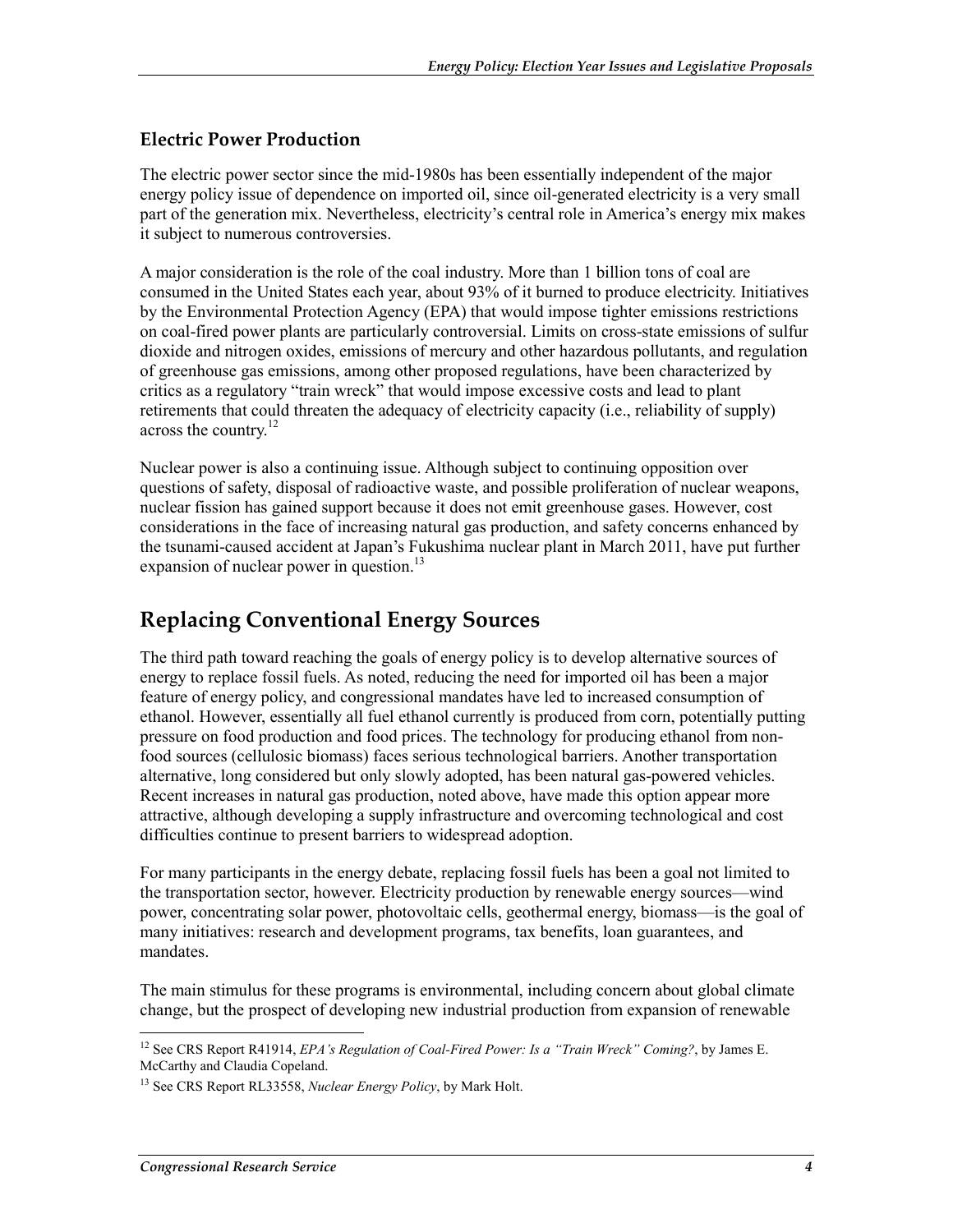### Electric Power Production

The electric power sector since the mid-1980s has been essentially independent of the major energy policy issue of dependence on imported oil, since oil-generated electricity is a very small part of the generation mix. Nevertheless, electricity's central role in America's energy mix makes it subject to numerous controversies.

A major consideration is the role of the coal industry. More than 1 billion tons of coal are consumed in the United States each year, about 93% of it burned to produce electricity. Initiatives by the Environmental Protection Agency (EPA) that would impose tighter emissions restrictions on coal-fired power plants are particularly controversial. Limits on cross-state emissions of sulfur dioxide and nitrogen oxides, emissions of mercury and other hazardous pollutants, and regulation of greenhouse gas emissions, among other proposed regulations, have been characterized by critics as a regulatory "train wreck" that would impose excessive costs and lead to plant retirements that could threaten the adequacy of electricity capacity (i.e., reliability of supply) across the country.[12]

Nuclear power is also a continuing issue. Although subject to continuing opposition over questions of safety, disposal of radioactive waste, and possible proliferation of nuclear weapons, nuclear fission has gained support because it does not emit greenhouse gases. However, cost considerations in the face of increasing natural gas production, and safety concerns enhanced by the tsunami-caused accident at Japan's Fukushima nuclear plant in March 2011, have put further expansion of nuclear power in question.[13]

## Replacing Conventional Energy Sources

The third path toward reaching the goals of energy policy is to develop alternative sources of energy to replace fossil fuels. As noted, reducing the need for imported oil has been a major feature of energy policy, and congressional mandates have led to increased consumption of ethanol. However, essentially all fuel ethanol currently is produced from corn, potentially putting pressure on food production and food prices. The technology for producing ethanol from non-food sources (cellulosic biomass) faces serious technological barriers. Another transportation alternative, long considered but only slowly adopted, has been natural gas-powered vehicles. Recent increases in natural gas production, noted above, have made this option appear more attractive, although developing a supply infrastructure and overcoming technological and cost difficulties continue to present barriers to widespread adoption.

For many participants in the energy debate, replacing fossil fuels has been a goal not limited to the transportation sector, however. Electricity production by renewable energy sources—wind power, concentrating solar power, photovoltaic cells, geothermal energy, biomass—is the goal of many initiatives: research and development programs, tax benefits, loan guarantees, and mandates.

The main stimulus for these programs is environmental, including concern about global climate change, but the prospect of developing new industrial production from expansion of renewable

---

[12] See CRS Report R41914, *EPA's Regulation of Coal-Fired Power: Is a "Train Wreck" Coming?*, by James E. McCarthy and Claudia Copeland.

[13] See CRS Report RL33558, *Nuclear Energy Policy*, by Mark Holt.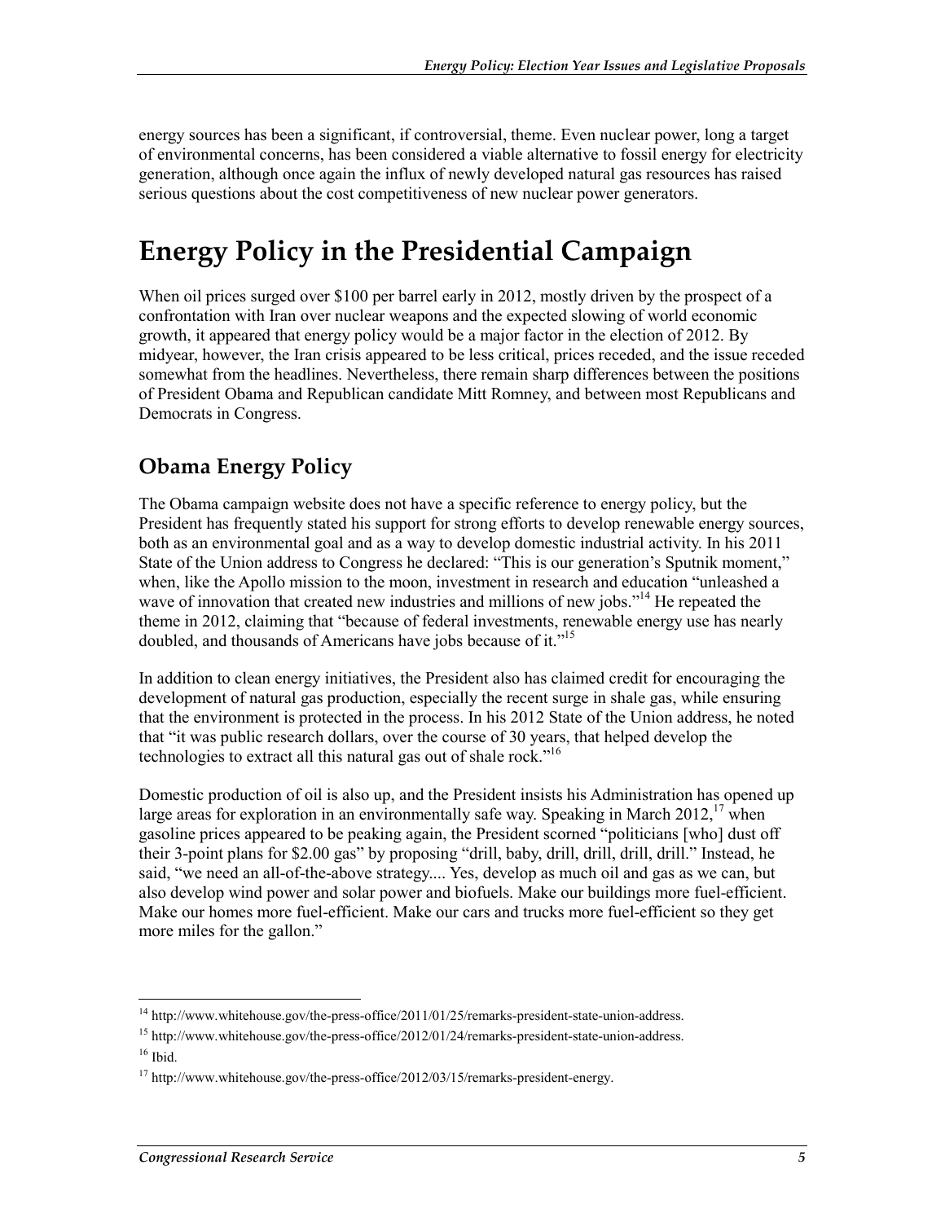energy sources has been a significant, if controversial, theme. Even nuclear power, long a target of environmental concerns, has been considered a viable alternative to fossil energy for electricity generation, although once again the influx of newly developed natural gas resources has raised serious questions about the cost competitiveness of new nuclear power generators.

# Energy Policy in the Presidential Campaign

When oil prices surged over $100 per barrel early in 2012, mostly driven by the prospect of a confrontation with Iran over nuclear weapons and the expected slowing of world economic growth, it appeared that energy policy would be a major factor in the election of 2012. By midyear, however, the Iran crisis appeared to be less critical, prices receded, and the issue receded somewhat from the headlines. Nevertheless, there remain sharp differences between the positions of President Obama and Republican candidate Mitt Romney, and between most Republicans and Democrats in Congress.

## Obama Energy Policy

The Obama campaign website does not have a specific reference to energy policy, but the President has frequently stated his support for strong efforts to develop renewable energy sources, both as an environmental goal and as a way to develop domestic industrial activity. In his 2011 State of the Union address to Congress he declared: "This is our generation's Sputnik moment," when, like the Apollo mission to the moon, investment in research and education "unleashed a wave of innovation that created new industries and millions of new jobs."[14] He repeated the theme in 2012, claiming that "because of federal investments, renewable energy use has nearly doubled, and thousands of Americans have jobs because of it."[15]

In addition to clean energy initiatives, the President also has claimed credit for encouraging the development of natural gas production, especially the recent surge in shale gas, while ensuring that the environment is protected in the process. In his 2012 State of the Union address, he noted that "it was public research dollars, over the course of 30 years, that helped develop the technologies to extract all this natural gas out of shale rock."[16]

Domestic production of oil is also up, and the President insists his Administration has opened up large areas for exploration in an environmentally safe way. Speaking in March 2012,[17] when gasoline prices appeared to be peaking again, the President scorned "politicians [who] dust off their 3-point plans for $2.00 gas" by proposing "drill, baby, drill, drill, drill, drill." Instead, he said, "we need an all-of-the-above strategy.... Yes, develop as much oil and gas as we can, but also develop wind power and solar power and biofuels. Make our buildings more fuel-efficient. Make our homes more fuel-efficient. Make our cars and trucks more fuel-efficient so they get more miles for the gallon."

---

[14] http://www.whitehouse.gov/the-press-office/2011/01/25/remarks-president-state-union-address.

[15] http://www.whitehouse.gov/the-press-office/2012/01/24/remarks-president-state-union-address.

[16] Ibid.

[17] http://www.whitehouse.gov/the-press-office/2012/03/15/remarks-president-energy.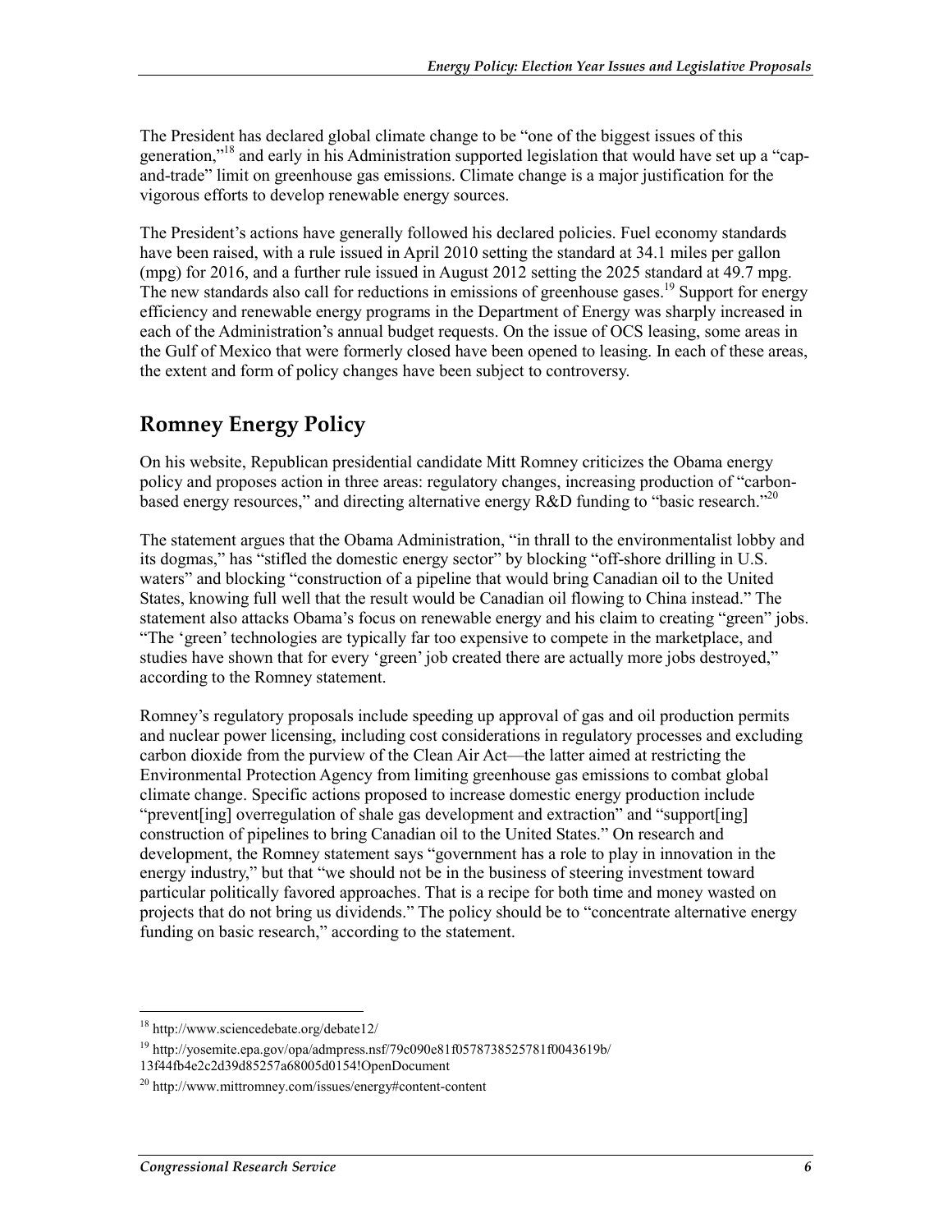The President has declared global climate change to be "one of the biggest issues of this generation,"[18] and early in his Administration supported legislation that would have set up a "cap-and-trade" limit on greenhouse gas emissions. Climate change is a major justification for the vigorous efforts to develop renewable energy sources.

The President's actions have generally followed his declared policies. Fuel economy standards have been raised, with a rule issued in April 2010 setting the standard at 34.1 miles per gallon (mpg) for 2016, and a further rule issued in August 2012 setting the 2025 standard at 49.7 mpg. The new standards also call for reductions in emissions of greenhouse gases.[19] Support for energy efficiency and renewable energy programs in the Department of Energy was sharply increased in each of the Administration's annual budget requests. On the issue of OCS leasing, some areas in the Gulf of Mexico that were formerly closed have been opened to leasing. In each of these areas, the extent and form of policy changes have been subject to controversy.

## Romney Energy Policy

On his website, Republican presidential candidate Mitt Romney criticizes the Obama energy policy and proposes action in three areas: regulatory changes, increasing production of "carbon-based energy resources," and directing alternative energy R&D funding to "basic research."[20]

The statement argues that the Obama Administration, "in thrall to the environmentalist lobby and its dogmas," has "stifled the domestic energy sector" by blocking "off-shore drilling in U.S. waters" and blocking "construction of a pipeline that would bring Canadian oil to the United States, knowing full well that the result would be Canadian oil flowing to China instead." The statement also attacks Obama's focus on renewable energy and his claim to creating "green" jobs. "The 'green' technologies are typically far too expensive to compete in the marketplace, and studies have shown that for every 'green' job created there are actually more jobs destroyed," according to the Romney statement.

Romney's regulatory proposals include speeding up approval of gas and oil production permits and nuclear power licensing, including cost considerations in regulatory processes and excluding carbon dioxide from the purview of the Clean Air Act—the latter aimed at restricting the Environmental Protection Agency from limiting greenhouse gas emissions to combat global climate change. Specific actions proposed to increase domestic energy production include "prevent[ing] overregulation of shale gas development and extraction" and "support[ing] construction of pipelines to bring Canadian oil to the United States." On research and development, the Romney statement says "government has a role to play in innovation in the energy industry," but that "we should not be in the business of steering investment toward particular politically favored approaches. That is a recipe for both time and money wasted on projects that do not bring us dividends." The policy should be to "concentrate alternative energy funding on basic research," according to the statement.

---

[18] http://www.sciencedebate.org/debate12/

[19] http://yosemite.epa.gov/opa/admpress.nsf/79c090e81f0578738525781f0043619b/13f44fb4e2c2d39d85257a68005d0154!OpenDocument

[20] http://www.mittromney.com/issues/energy#content-content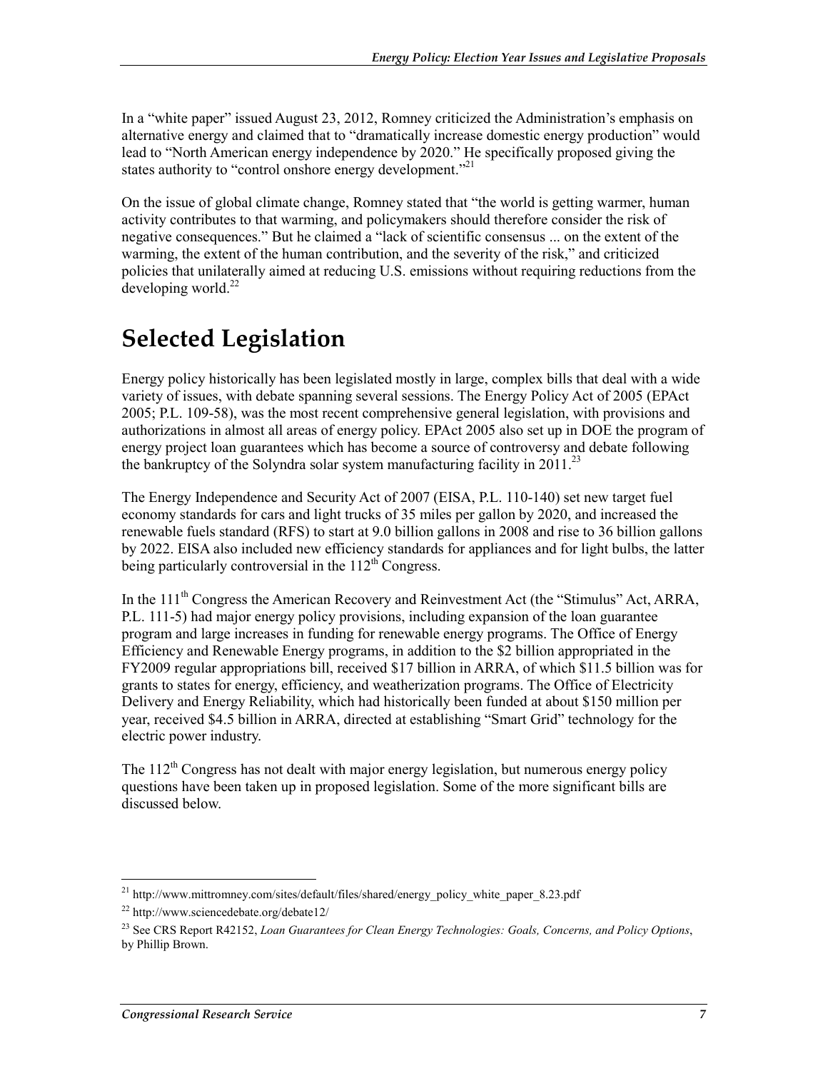In a "white paper" issued August 23, 2012, Romney criticized the Administration's emphasis on alternative energy and claimed that to "dramatically increase domestic energy production" would lead to "North American energy independence by 2020." He specifically proposed giving the states authority to "control onshore energy development."[21]

On the issue of global climate change, Romney stated that "the world is getting warmer, human activity contributes to that warming, and policymakers should therefore consider the risk of negative consequences." But he claimed a "lack of scientific consensus ... on the extent of the warming, the extent of the human contribution, and the severity of the risk," and criticized policies that unilaterally aimed at reducing U.S. emissions without requiring reductions from the developing world.[22]

# Selected Legislation

Energy policy historically has been legislated mostly in large, complex bills that deal with a wide variety of issues, with debate spanning several sessions. The Energy Policy Act of 2005 (EPAct 2005; P.L. 109-58), was the most recent comprehensive general legislation, with provisions and authorizations in almost all areas of energy policy. EPAct 2005 also set up in DOE the program of energy project loan guarantees which has become a source of controversy and debate following the bankruptcy of the Solyndra solar system manufacturing facility in 2011.[23]

The Energy Independence and Security Act of 2007 (EISA, P.L. 110-140) set new target fuel economy standards for cars and light trucks of 35 miles per gallon by 2020, and increased the renewable fuels standard (RFS) to start at 9.0 billion gallons in 2008 and rise to 36 billion gallons by 2022. EISA also included new efficiency standards for appliances and for light bulbs, the latter being particularly controversial in the 112th Congress.

In the 111th Congress the American Recovery and Reinvestment Act (the "Stimulus" Act, ARRA, P.L. 111-5) had major energy policy provisions, including expansion of the loan guarantee program and large increases in funding for renewable energy programs. The Office of Energy Efficiency and Renewable Energy programs, in addition to the $2 billion appropriated in the FY2009 regular appropriations bill, received $17 billion in ARRA, of which $11.5 billion was for grants to states for energy, efficiency, and weatherization programs. The Office of Electricity Delivery and Energy Reliability, which had historically been funded at about $150 million per year, received $4.5 billion in ARRA, directed at establishing "Smart Grid" technology for the electric power industry.

The 112th Congress has not dealt with major energy legislation, but numerous energy policy questions have been taken up in proposed legislation. Some of the more significant bills are discussed below.

[21] http://www.mittromney.com/sites/default/files/shared/energy_policy_white_paper_8.23.pdf

[22] http://www.sciencedebate.org/debate12/

[23] See CRS Report R42152, *Loan Guarantees for Clean Energy Technologies: Goals, Concerns, and Policy Options*, by Phillip Brown.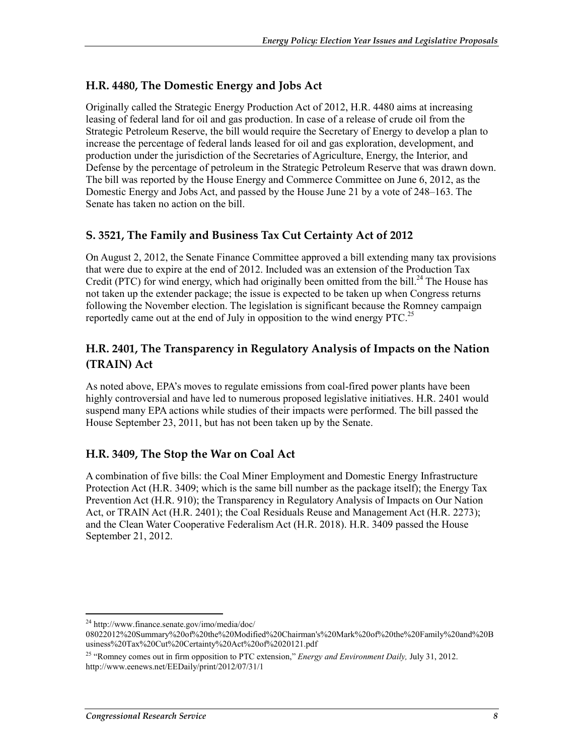### H.R. 4480, The Domestic Energy and Jobs Act

Originally called the Strategic Energy Production Act of 2012, H.R. 4480 aims at increasing leasing of federal land for oil and gas production. In case of a release of crude oil from the Strategic Petroleum Reserve, the bill would require the Secretary of Energy to develop a plan to increase the percentage of federal lands leased for oil and gas exploration, development, and production under the jurisdiction of the Secretaries of Agriculture, Energy, the Interior, and Defense by the percentage of petroleum in the Strategic Petroleum Reserve that was drawn down. The bill was reported by the House Energy and Commerce Committee on June 6, 2012, as the Domestic Energy and Jobs Act, and passed by the House June 21 by a vote of 248–163. The Senate has taken no action on the bill.

### S. 3521, The Family and Business Tax Cut Certainty Act of 2012

On August 2, 2012, the Senate Finance Committee approved a bill extending many tax provisions that were due to expire at the end of 2012. Included was an extension of the Production Tax Credit (PTC) for wind energy, which had originally been omitted from the bill.[24] The House has not taken up the extender package; the issue is expected to be taken up when Congress returns following the November election. The legislation is significant because the Romney campaign reportedly came out at the end of July in opposition to the wind energy PTC.[25]

### H.R. 2401, The Transparency in Regulatory Analysis of Impacts on the Nation (TRAIN) Act

As noted above, EPA's moves to regulate emissions from coal-fired power plants have been highly controversial and have led to numerous proposed legislative initiatives. H.R. 2401 would suspend many EPA actions while studies of their impacts were performed. The bill passed the House September 23, 2011, but has not been taken up by the Senate.

### H.R. 3409, The Stop the War on Coal Act

A combination of five bills: the Coal Miner Employment and Domestic Energy Infrastructure Protection Act (H.R. 3409; which is the same bill number as the package itself); the Energy Tax Prevention Act (H.R. 910); the Transparency in Regulatory Analysis of Impacts on Our Nation Act, or TRAIN Act (H.R. 2401); the Coal Residuals Reuse and Management Act (H.R. 2273); and the Clean Water Cooperative Federalism Act (H.R. 2018). H.R. 3409 passed the House September 21, 2012.

---

[24] http://www.finance.senate.gov/imo/media/doc/08022012%20Summary%20of%20the%20Modified%20Chairman's%20Mark%20of%20the%20Family%20and%20Business%20Tax%20Cut%20Certainty%20Act%20of%2020121.pdf

[25] "Romney comes out in firm opposition to PTC extension," *Energy and Environment Daily,* July 31, 2012. http://www.eenews.net/EEDaily/print/2012/07/31/1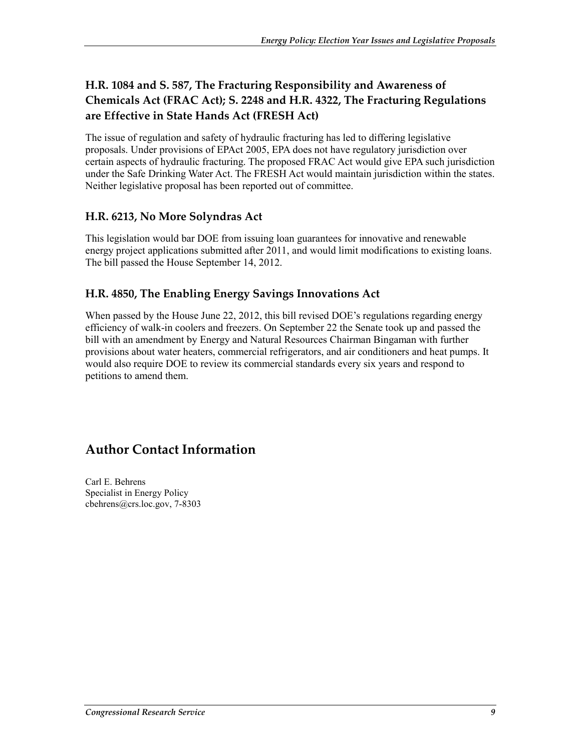### H.R. 1084 and S. 587, The Fracturing Responsibility and Awareness of Chemicals Act (FRAC Act); S. 2248 and H.R. 4322, The Fracturing Regulations are Effective in State Hands Act (FRESH Act)

The issue of regulation and safety of hydraulic fracturing has led to differing legislative proposals. Under provisions of EPAct 2005, EPA does not have regulatory jurisdiction over certain aspects of hydraulic fracturing. The proposed FRAC Act would give EPA such jurisdiction under the Safe Drinking Water Act. The FRESH Act would maintain jurisdiction within the states. Neither legislative proposal has been reported out of committee.

### H.R. 6213, No More Solyndras Act

This legislation would bar DOE from issuing loan guarantees for innovative and renewable energy project applications submitted after 2011, and would limit modifications to existing loans. The bill passed the House September 14, 2012.

### H.R. 4850, The Enabling Energy Savings Innovations Act

When passed by the House June 22, 2012, this bill revised DOE's regulations regarding energy efficiency of walk-in coolers and freezers. On September 22 the Senate took up and passed the bill with an amendment by Energy and Natural Resources Chairman Bingaman with further provisions about water heaters, commercial refrigerators, and air conditioners and heat pumps. It would also require DOE to review its commercial standards every six years and respond to petitions to amend them.

## Author Contact Information

Carl E. Behrens
Specialist in Energy Policy
cbehrens@crs.loc.gov, 7-8303